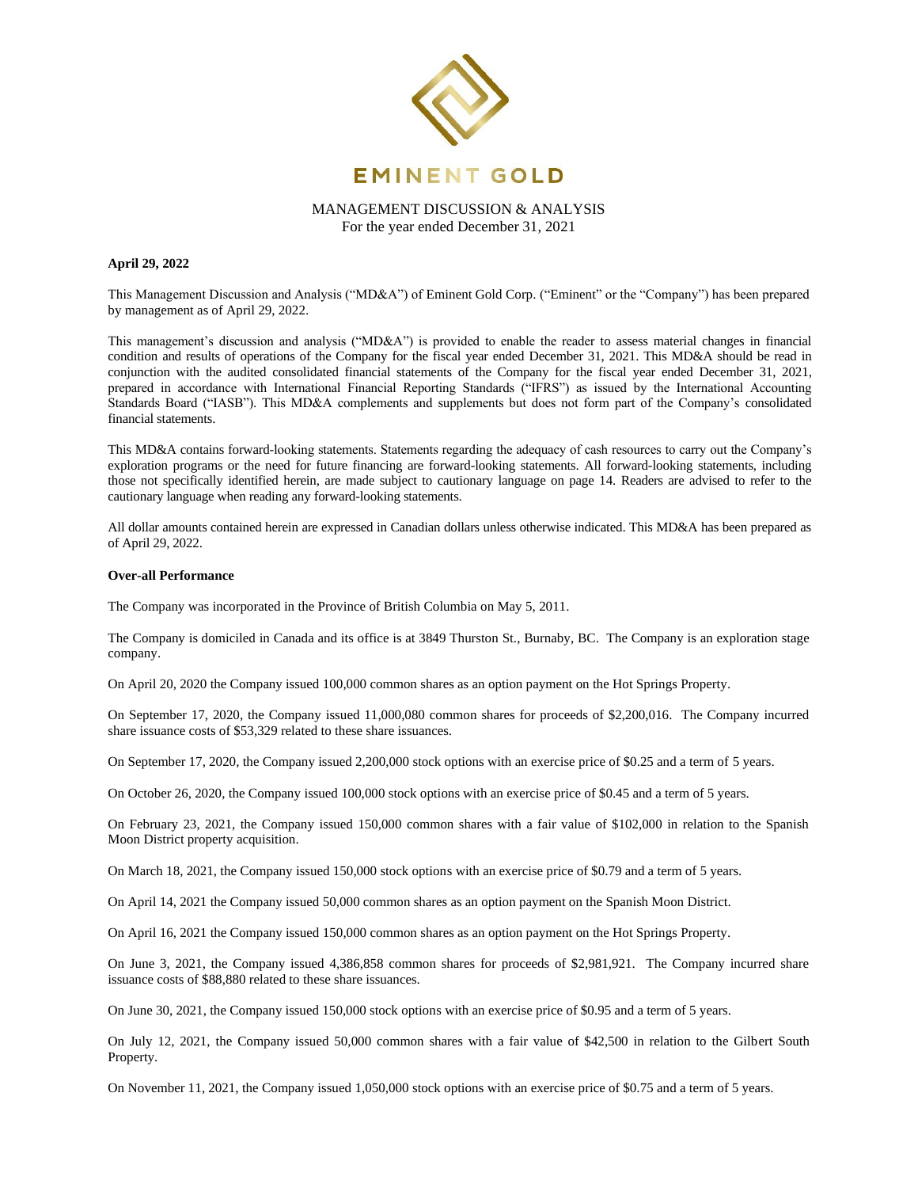EMINENT GOLD

MANAGEMENT DISCUSSION & ANALYSIS
For the year ended December 31, 2021

**April 29, 2022**

This Management Discussion and Analysis ("MD&A") of Eminent Gold Corp. ("Eminent" or the "Company") has been prepared by management as of April 29, 2022.

This management's discussion and analysis ("MD&A") is provided to enable the reader to assess material changes in financial condition and results of operations of the Company for the fiscal year ended December 31, 2021. This MD&A should be read in conjunction with the audited consolidated financial statements of the Company for the fiscal year ended December 31, 2021, prepared in accordance with International Financial Reporting Standards ("IFRS") as issued by the International Accounting Standards Board ("IASB"). This MD&A complements and supplements but does not form part of the Company's consolidated financial statements.

This MD&A contains forward-looking statements. Statements regarding the adequacy of cash resources to carry out the Company's exploration programs or the need for future financing are forward-looking statements. All forward-looking statements, including those not specifically identified herein, are made subject to cautionary language on page 14. Readers are advised to refer to the cautionary language when reading any forward-looking statements.

All dollar amounts contained herein are expressed in Canadian dollars unless otherwise indicated. This MD&A has been prepared as of April 29, 2022.

**Over-all Performance**

The Company was incorporated in the Province of British Columbia on May 5, 2011.

The Company is domiciled in Canada and its office is at 3849 Thurston St., Burnaby, BC. The Company is an exploration stage company.

On April 20, 2020 the Company issued 100,000 common shares as an option payment on the Hot Springs Property.

On September 17, 2020, the Company issued 11,000,080 common shares for proceeds of $2,200,016. The Company incurred share issuance costs of $53,329 related to these share issuances.

On September 17, 2020, the Company issued 2,200,000 stock options with an exercise price of $0.25 and a term of 5 years.

On October 26, 2020, the Company issued 100,000 stock options with an exercise price of $0.45 and a term of 5 years.

On February 23, 2021, the Company issued 150,000 common shares with a fair value of $102,000 in relation to the Spanish Moon District property acquisition.

On March 18, 2021, the Company issued 150,000 stock options with an exercise price of $0.79 and a term of 5 years.

On April 14, 2021 the Company issued 50,000 common shares as an option payment on the Spanish Moon District.

On April 16, 2021 the Company issued 150,000 common shares as an option payment on the Hot Springs Property.

On June 3, 2021, the Company issued 4,386,858 common shares for proceeds of $2,981,921. The Company incurred share issuance costs of $88,880 related to these share issuances.

On June 30, 2021, the Company issued 150,000 stock options with an exercise price of $0.95 and a term of 5 years.

On July 12, 2021, the Company issued 50,000 common shares with a fair value of $42,500 in relation to the Gilbert South Property.

On November 11, 2021, the Company issued 1,050,000 stock options with an exercise price of $0.75 and a term of 5 years.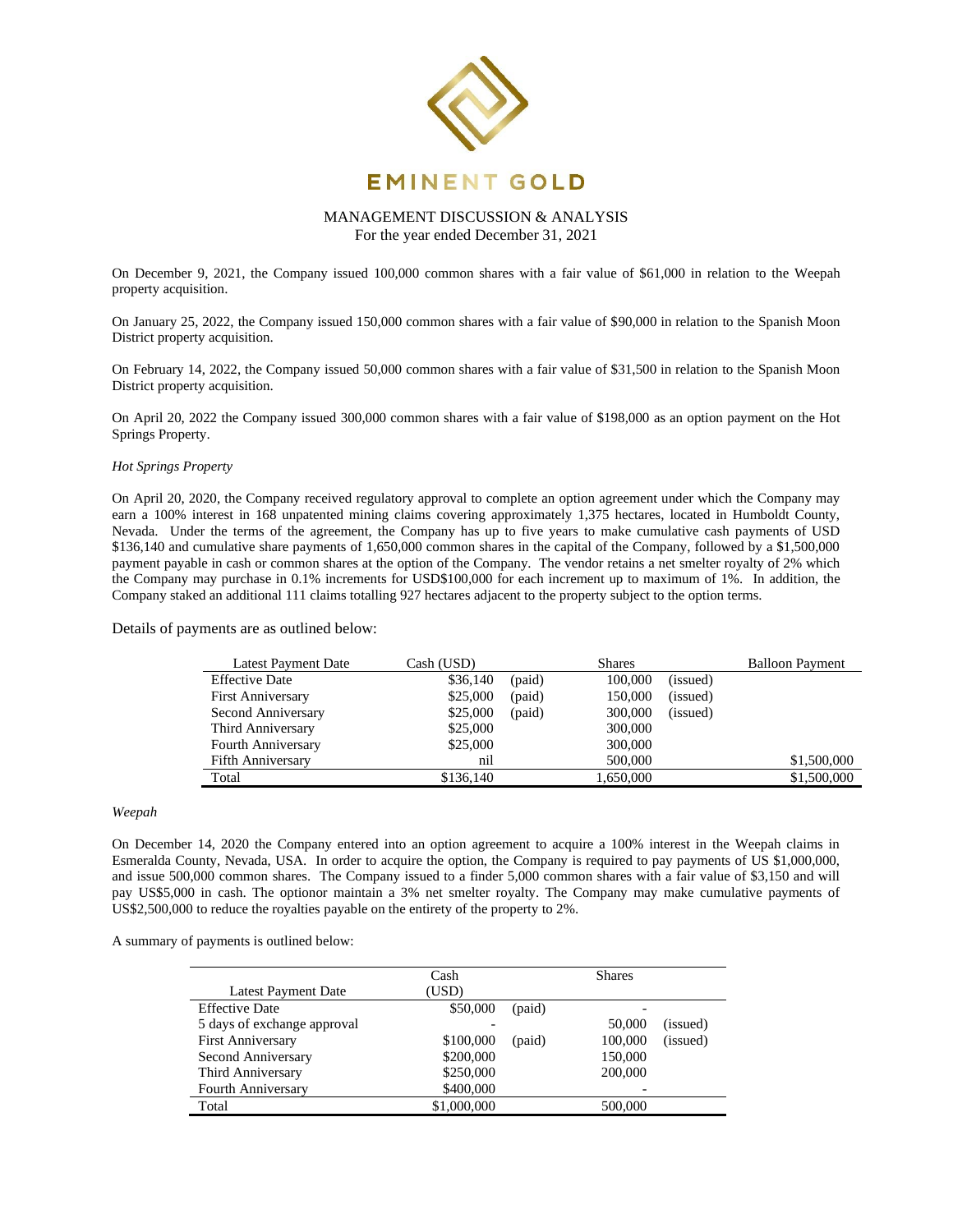On December 9, 2021, the Company issued 100,000 common shares with a fair value of $61,000 in relation to the Weepah property acquisition.

On January 25, 2022, the Company issued 150,000 common shares with a fair value of $90,000 in relation to the Spanish Moon District property acquisition.

On February 14, 2022, the Company issued 50,000 common shares with a fair value of $31,500 in relation to the Spanish Moon District property acquisition.

On April 20, 2022 the Company issued 300,000 common shares with a fair value of $198,000 as an option payment on the Hot Springs Property.

*Hot Springs Property*

On April 20, 2020, the Company received regulatory approval to complete an option agreement under which the Company may earn a 100% interest in 168 unpatented mining claims covering approximately 1,375 hectares, located in Humboldt County, Nevada. Under the terms of the agreement, the Company has up to five years to make cumulative cash payments of USD $136,140 and cumulative share payments of 1,650,000 common shares in the capital of the Company, followed by a $1,500,000 payment payable in cash or common shares at the option of the Company. The vendor retains a net smelter royalty of 2% which the Company may purchase in 0.1% increments for USD$100,000 for each increment up to maximum of 1%. In addition, the Company staked an additional 111 claims totalling 927 hectares adjacent to the property subject to the option terms.

Details of payments are as outlined below:

| Latest Payment Date | Cash (USD) | | Shares | | Balloon Payment |
|---|---|---|---|---|---|
| Effective Date | $36,140 | (paid) | 100,000 | (issued) | |
| First Anniversary | $25,000 | (paid) | 150,000 | (issued) | |
| Second Anniversary | $25,000 | (paid) | 300,000 | (issued) | |
| Third Anniversary | $25,000 | | 300,000 | | |
| Fourth Anniversary | $25,000 | | 300,000 | | |
| Fifth Anniversary | nil | | 500,000 | | $1,500,000 |
| Total | $136,140 | | 1,650,000 | | $1,500,000 |

*Weepah*

On December 14, 2020 the Company entered into an option agreement to acquire a 100% interest in the Weepah claims in Esmeralda County, Nevada, USA. In order to acquire the option, the Company is required to pay payments of US $1,000,000, and issue 500,000 common shares. The Company issued to a finder 5,000 common shares with a fair value of $3,150 and will pay US$5,000 in cash. The optionor maintain a 3% net smelter royalty. The Company may make cumulative payments of US$2,500,000 to reduce the royalties payable on the entirety of the property to 2%.

A summary of payments is outlined below:

| Latest Payment Date | Cash (USD) | | Shares | |
|---|---|---|---|---|
| Effective Date | $50,000 | (paid) | - | |
| 5 days of exchange approval | - | | 50,000 | (issued) |
| First Anniversary | $100,000 | (paid) | 100,000 | (issued) |
| Second Anniversary | $200,000 | | 150,000 | |
| Third Anniversary | $250,000 | | 200,000 | |
| Fourth Anniversary | $400,000 | | - | |
| Total | $1,000,000 | | 500,000 | |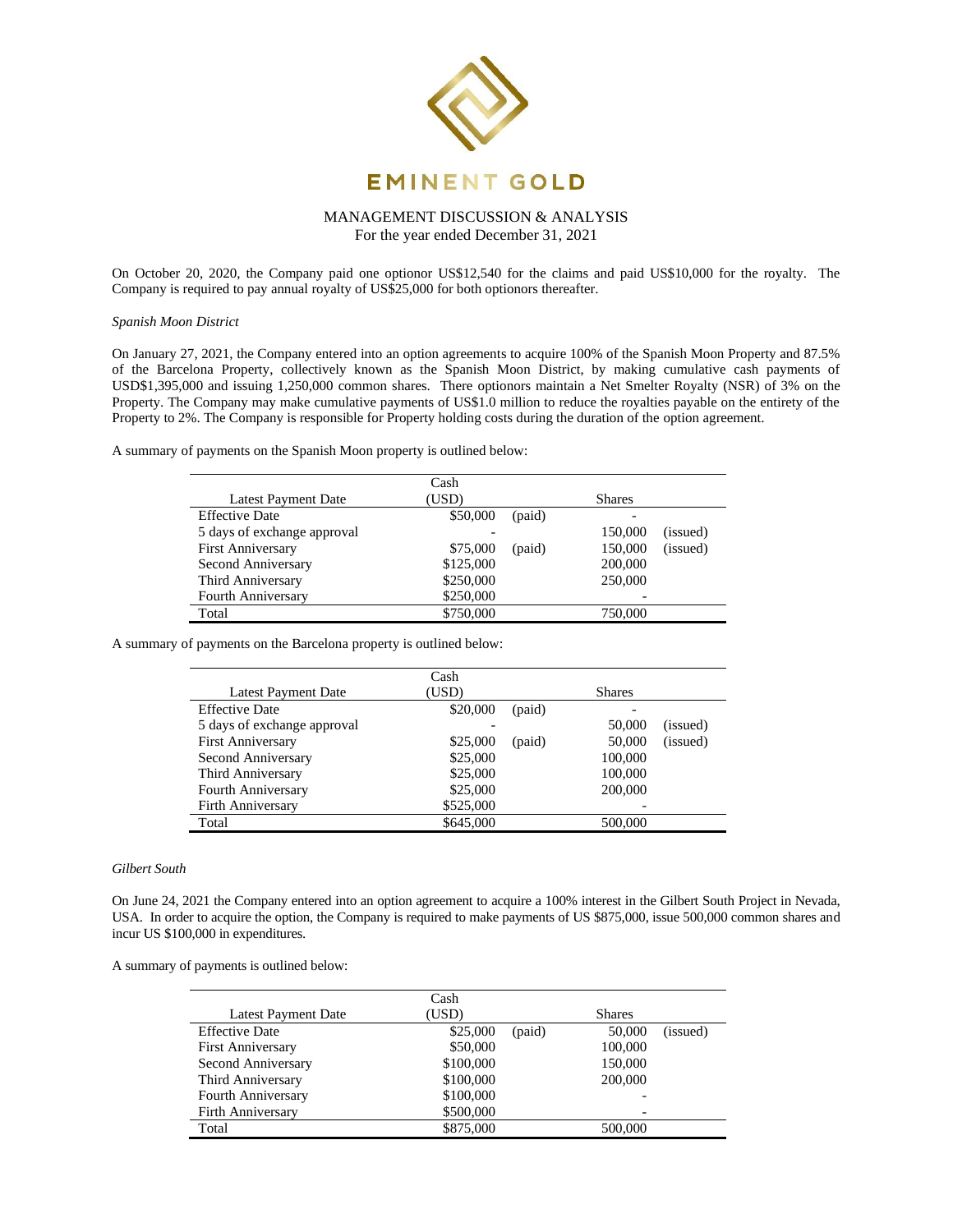On October 20, 2020, the Company paid one optionor US$12,540 for the claims and paid US$10,000 for the royalty. The Company is required to pay annual royalty of US$25,000 for both optionors thereafter.

*Spanish Moon District*

On January 27, 2021, the Company entered into an option agreements to acquire 100% of the Spanish Moon Property and 87.5% of the Barcelona Property, collectively known as the Spanish Moon District, by making cumulative cash payments of USD$1,395,000 and issuing 1,250,000 common shares. There optionors maintain a Net Smelter Royalty (NSR) of 3% on the Property. The Company may make cumulative payments of US$1.0 million to reduce the royalties payable on the entirety of the Property to 2%. The Company is responsible for Property holding costs during the duration of the option agreement.

A summary of payments on the Spanish Moon property is outlined below:

| Latest Payment Date | Cash (USD) | | Shares | |
|---|---|---|---|---|
| Effective Date | $50,000 | (paid) | - | |
| 5 days of exchange approval | - | | 150,000 | (issued) |
| First Anniversary | $75,000 | (paid) | 150,000 | (issued) |
| Second Anniversary | $125,000 | | 200,000 | |
| Third Anniversary | $250,000 | | 250,000 | |
| Fourth Anniversary | $250,000 | | - | |
| Total | $750,000 | | 750,000 | |

A summary of payments on the Barcelona property is outlined below:

| Latest Payment Date | Cash (USD) | | Shares | |
|---|---|---|---|---|
| Effective Date | $20,000 | (paid) | - | |
| 5 days of exchange approval | - | | 50,000 | (issued) |
| First Anniversary | $25,000 | (paid) | 50,000 | (issued) |
| Second Anniversary | $25,000 | | 100,000 | |
| Third Anniversary | $25,000 | | 100,000 | |
| Fourth Anniversary | $25,000 | | 200,000 | |
| Firth Anniversary | $525,000 | | - | |
| Total | $645,000 | | 500,000 | |

*Gilbert South*

On June 24, 2021 the Company entered into an option agreement to acquire a 100% interest in the Gilbert South Project in Nevada, USA. In order to acquire the option, the Company is required to make payments of US $875,000, issue 500,000 common shares and incur US $100,000 in expenditures.

A summary of payments is outlined below:

| Latest Payment Date | Cash (USD) | | Shares | |
|---|---|---|---|---|
| Effective Date | $25,000 | (paid) | 50,000 | (issued) |
| First Anniversary | $50,000 | | 100,000 | |
| Second Anniversary | $100,000 | | 150,000 | |
| Third Anniversary | $100,000 | | 200,000 | |
| Fourth Anniversary | $100,000 | | - | |
| Firth Anniversary | $500,000 | | - | |
| Total | $875,000 | | 500,000 | |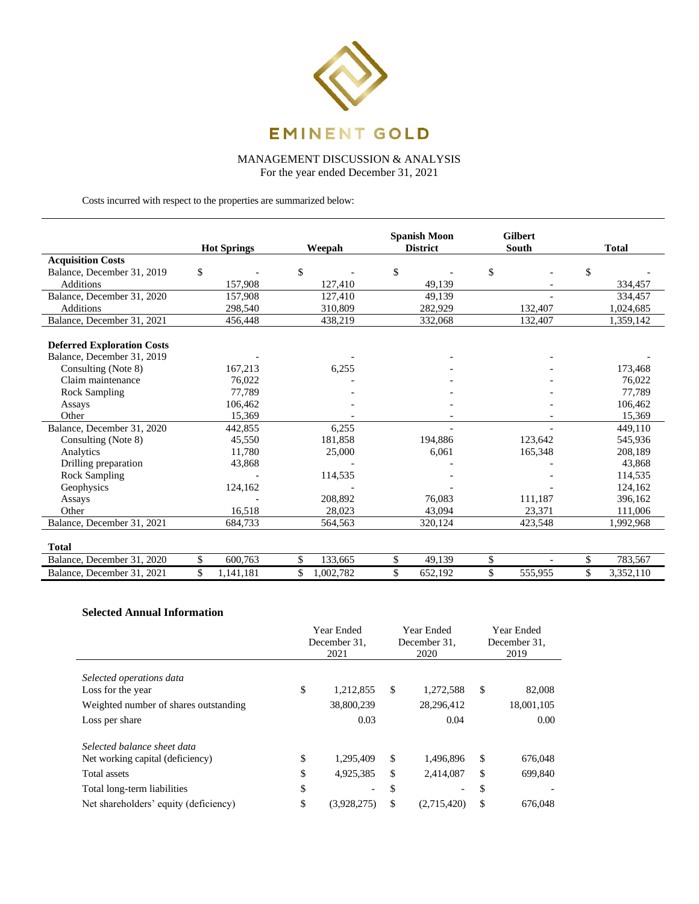Costs incurred with respect to the properties are summarized below:

| | Hot Springs | Weepah | Spanish Moon District | Gilbert South | Total |
|---|---|---|---|---|---|
| **Acquisition Costs** | | | | | |
| Balance, December 31, 2019 | $ - | $ - | $ - | $ - | $ - |
| Additions | 157,908 | 127,410 | 49,139 | - | 334,457 |
| Balance, December 31, 2020 | 157,908 | 127,410 | 49,139 | - | 334,457 |
| Additions | 298,540 | 310,809 | 282,929 | 132,407 | 1,024,685 |
| Balance, December 31, 2021 | 456,448 | 438,219 | 332,068 | 132,407 | 1,359,142 |
| **Deferred Exploration Costs** | | | | | |
| Balance, December 31, 2019 | - | - | - | - | - |
| Consulting (Note 8) | 167,213 | 6,255 | - | - | 173,468 |
| Claim maintenance | 76,022 | - | - | - | 76,022 |
| Rock Sampling | 77,789 | - | - | - | 77,789 |
| Assays | 106,462 | - | - | - | 106,462 |
| Other | 15,369 | - | - | - | 15,369 |
| Balance, December 31, 2020 | 442,855 | 6,255 | - | - | 449,110 |
| Consulting (Note 8) | 45,550 | 181,858 | 194,886 | 123,642 | 545,936 |
| Analytics | 11,780 | 25,000 | 6,061 | 165,348 | 208,189 |
| Drilling preparation | 43,868 | - | - | - | 43,868 |
| Rock Sampling | - | 114,535 | - | - | 114,535 |
| Geophysics | 124,162 | - | - | - | 124,162 |
| Assays | - | 208,892 | 76,083 | 111,187 | 396,162 |
| Other | 16,518 | 28,023 | 43,094 | 23,371 | 111,006 |
| Balance, December 31, 2021 | 684,733 | 564,563 | 320,124 | 423,548 | 1,992,968 |
| **Total** | | | | | |
| Balance, December 31, 2020 | $ 600,763 | $ 133,665 | $ 49,139 | $ - | $ 783,567 |
| Balance, December 31, 2021 | $ 1,141,181 | $ 1,002,782 | $ 652,192 | $ 555,955 | $ 3,352,110 |

### Selected Annual Information

| | Year Ended December 31, 2021 | Year Ended December 31, 2020 | Year Ended December 31, 2019 |
|---|---|---|---|
| *Selected operations data* | | | |
| Loss for the year | $ 1,212,855 | $ 1,272,588 | $ 82,008 |
| Weighted number of shares outstanding | 38,800,239 | 28,296,412 | 18,001,105 |
| Loss per share | 0.03 | 0.04 | 0.00 |
| *Selected balance sheet data* | | | |
| Net working capital (deficiency) | $ 1,295,409 | $ 1,496,896 | $ 676,048 |
| Total assets | $ 4,925,385 | $ 2,414,087 | $ 699,840 |
| Total long-term liabilities | $ - | $ - | $ - |
| Net shareholders' equity (deficiency) | $ (3,928,275) | $ (2,715,420) | $ 676,048 |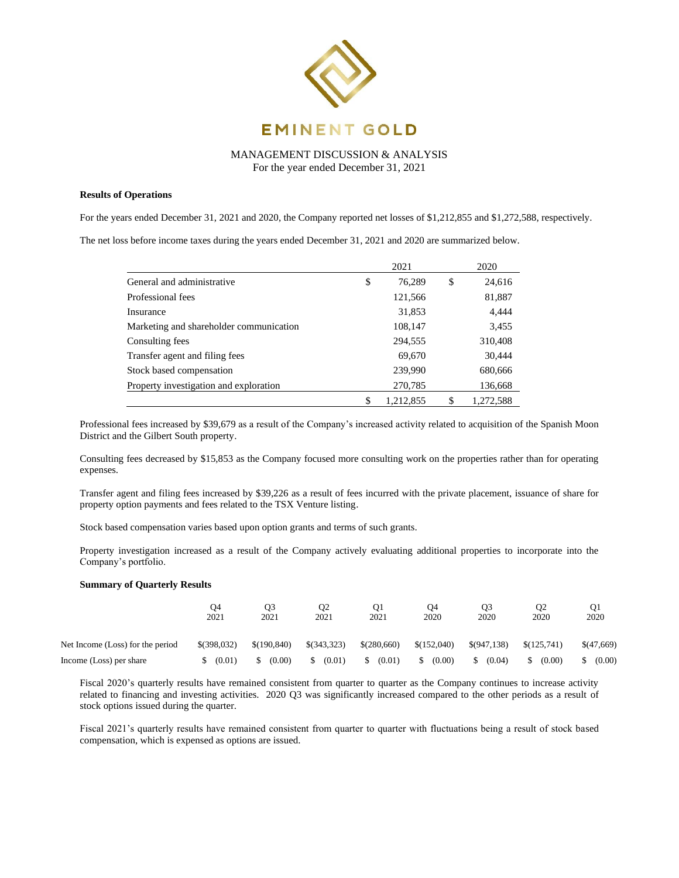## Results of Operations

For the years ended December 31, 2021 and 2020, the Company reported net losses of $1,212,855 and $1,272,588, respectively.

The net loss before income taxes during the years ended December 31, 2021 and 2020 are summarized below.

| | 2021 | 2020 |
|---|---|---|
| General and administrative | $ 76,289 | $ 24,616 |
| Professional fees | 121,566 | 81,887 |
| Insurance | 31,853 | 4,444 |
| Marketing and shareholder communication | 108,147 | 3,455 |
| Consulting fees | 294,555 | 310,408 |
| Transfer agent and filing fees | 69,670 | 30,444 |
| Stock based compensation | 239,990 | 680,666 |
| Property investigation and exploration | 270,785 | 136,668 |
| | $ 1,212,855 | $ 1,272,588 |

Professional fees increased by $39,679 as a result of the Company's increased activity related to acquisition of the Spanish Moon District and the Gilbert South property.

Consulting fees decreased by $15,853 as the Company focused more consulting work on the properties rather than for operating expenses.

Transfer agent and filing fees increased by $39,226 as a result of fees incurred with the private placement, issuance of share for property option payments and fees related to the TSX Venture listing.

Stock based compensation varies based upon option grants and terms of such grants.

Property investigation increased as a result of the Company actively evaluating additional properties to incorporate into the Company's portfolio.

## Summary of Quarterly Results

| | Q4 2021 | Q3 2021 | Q2 2021 | Q1 2021 | Q4 2020 | Q3 2020 | Q2 2020 | Q1 2020 |
|---|---|---|---|---|---|---|---|---|
| Net Income (Loss) for the period | $(398,032) | $(190,840) | $(343,323) | $(280,660) | $(152,040) | $(947,138) | $(125,741) | $(47,669) |
| Income (Loss) per share | $ (0.01) | $ (0.00) | $ (0.01) | $ (0.01) | $ (0.00) | $ (0.04) | $ (0.00) | $ (0.00) |

Fiscal 2020's quarterly results have remained consistent from quarter to quarter as the Company continues to increase activity related to financing and investing activities. 2020 Q3 was significantly increased compared to the other periods as a result of stock options issued during the quarter.

Fiscal 2021's quarterly results have remained consistent from quarter to quarter with fluctuations being a result of stock based compensation, which is expensed as options are issued.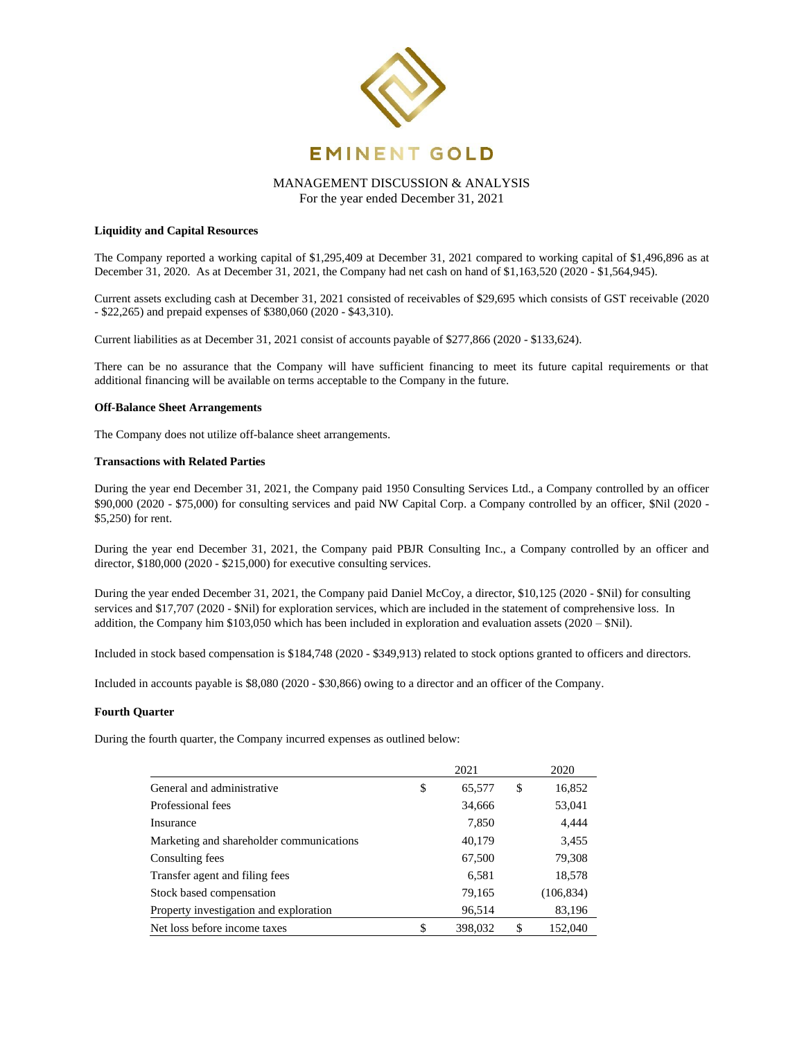MANAGEMENT DISCUSSION & ANALYSIS
For the year ended December 31, 2021

**Liquidity and Capital Resources**

The Company reported a working capital of $1,295,409 at December 31, 2021 compared to working capital of $1,496,896 as at December 31, 2020. As at December 31, 2021, the Company had net cash on hand of $1,163,520 (2020 - $1,564,945).

Current assets excluding cash at December 31, 2021 consisted of receivables of $29,695 which consists of GST receivable (2020 - $22,265) and prepaid expenses of $380,060 (2020 - $43,310).

Current liabilities as at December 31, 2021 consist of accounts payable of $277,866 (2020 - $133,624).

There can be no assurance that the Company will have sufficient financing to meet its future capital requirements or that additional financing will be available on terms acceptable to the Company in the future.

**Off-Balance Sheet Arrangements**

The Company does not utilize off-balance sheet arrangements.

**Transactions with Related Parties**

During the year end December 31, 2021, the Company paid 1950 Consulting Services Ltd., a Company controlled by an officer $90,000 (2020 - $75,000) for consulting services and paid NW Capital Corp. a Company controlled by an officer, $Nil (2020 - $5,250) for rent.

During the year end December 31, 2021, the Company paid PBJR Consulting Inc., a Company controlled by an officer and director, $180,000 (2020 - $215,000) for executive consulting services.

During the year ended December 31, 2021, the Company paid Daniel McCoy, a director, $10,125 (2020 - $Nil) for consulting services and $17,707 (2020 - $Nil) for exploration services, which are included in the statement of comprehensive loss. In addition, the Company him $103,050 which has been included in exploration and evaluation assets (2020 – $Nil).

Included in stock based compensation is $184,748 (2020 - $349,913) related to stock options granted to officers and directors.

Included in accounts payable is $8,080 (2020 - $30,866) owing to a director and an officer of the Company.

**Fourth Quarter**

During the fourth quarter, the Company incurred expenses as outlined below:

| | 2021 | 2020 |
|---|---|---|
| General and administrative | $ 65,577 | $ 16,852 |
| Professional fees | 34,666 | 53,041 |
| Insurance | 7,850 | 4,444 |
| Marketing and shareholder communications | 40,179 | 3,455 |
| Consulting fees | 67,500 | 79,308 |
| Transfer agent and filing fees | 6,581 | 18,578 |
| Stock based compensation | 79,165 | (106,834) |
| Property investigation and exploration | 96,514 | 83,196 |
| Net loss before income taxes | $ 398,032 | $ 152,040 |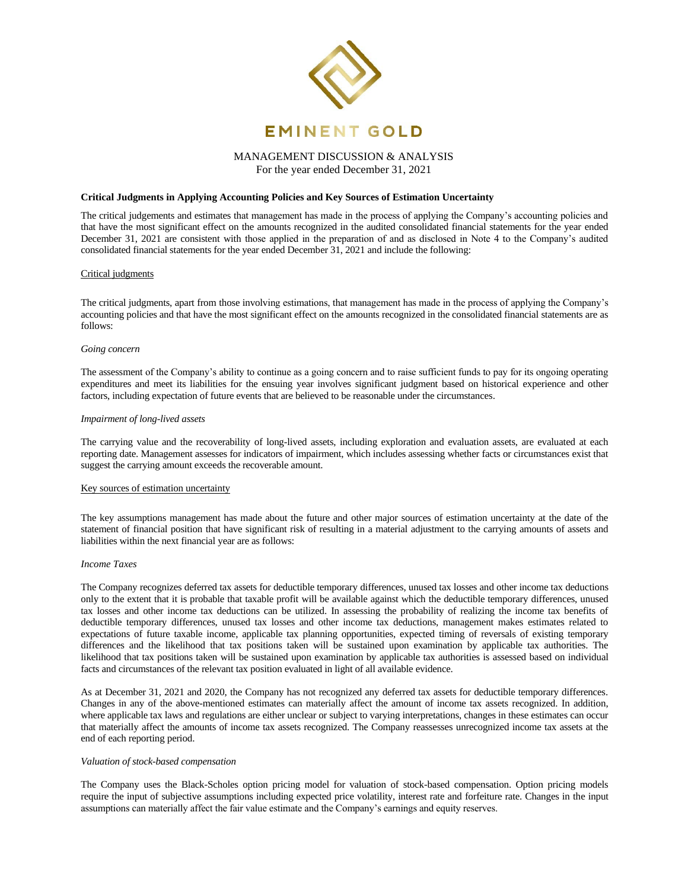### Critical Judgments in Applying Accounting Policies and Key Sources of Estimation Uncertainty

The critical judgements and estimates that management has made in the process of applying the Company's accounting policies and that have the most significant effect on the amounts recognized in the audited consolidated financial statements for the year ended December 31, 2021 are consistent with those applied in the preparation of and as disclosed in Note 4 to the Company's audited consolidated financial statements for the year ended December 31, 2021 and include the following:

Critical judgments

The critical judgments, apart from those involving estimations, that management has made in the process of applying the Company's accounting policies and that have the most significant effect on the amounts recognized in the consolidated financial statements are as follows:

*Going concern*

The assessment of the Company's ability to continue as a going concern and to raise sufficient funds to pay for its ongoing operating expenditures and meet its liabilities for the ensuing year involves significant judgment based on historical experience and other factors, including expectation of future events that are believed to be reasonable under the circumstances.

*Impairment of long-lived assets*

The carrying value and the recoverability of long-lived assets, including exploration and evaluation assets, are evaluated at each reporting date. Management assesses for indicators of impairment, which includes assessing whether facts or circumstances exist that suggest the carrying amount exceeds the recoverable amount.

Key sources of estimation uncertainty

The key assumptions management has made about the future and other major sources of estimation uncertainty at the date of the statement of financial position that have significant risk of resulting in a material adjustment to the carrying amounts of assets and liabilities within the next financial year are as follows:

*Income Taxes*

The Company recognizes deferred tax assets for deductible temporary differences, unused tax losses and other income tax deductions only to the extent that it is probable that taxable profit will be available against which the deductible temporary differences, unused tax losses and other income tax deductions can be utilized. In assessing the probability of realizing the income tax benefits of deductible temporary differences, unused tax losses and other income tax deductions, management makes estimates related to expectations of future taxable income, applicable tax planning opportunities, expected timing of reversals of existing temporary differences and the likelihood that tax positions taken will be sustained upon examination by applicable tax authorities. The likelihood that tax positions taken will be sustained upon examination by applicable tax authorities is assessed based on individual facts and circumstances of the relevant tax position evaluated in light of all available evidence.

As at December 31, 2021 and 2020, the Company has not recognized any deferred tax assets for deductible temporary differences. Changes in any of the above-mentioned estimates can materially affect the amount of income tax assets recognized. In addition, where applicable tax laws and regulations are either unclear or subject to varying interpretations, changes in these estimates can occur that materially affect the amounts of income tax assets recognized. The Company reassesses unrecognized income tax assets at the end of each reporting period.

*Valuation of stock-based compensation*

The Company uses the Black-Scholes option pricing model for valuation of stock-based compensation. Option pricing models require the input of subjective assumptions including expected price volatility, interest rate and forfeiture rate. Changes in the input assumptions can materially affect the fair value estimate and the Company's earnings and equity reserves.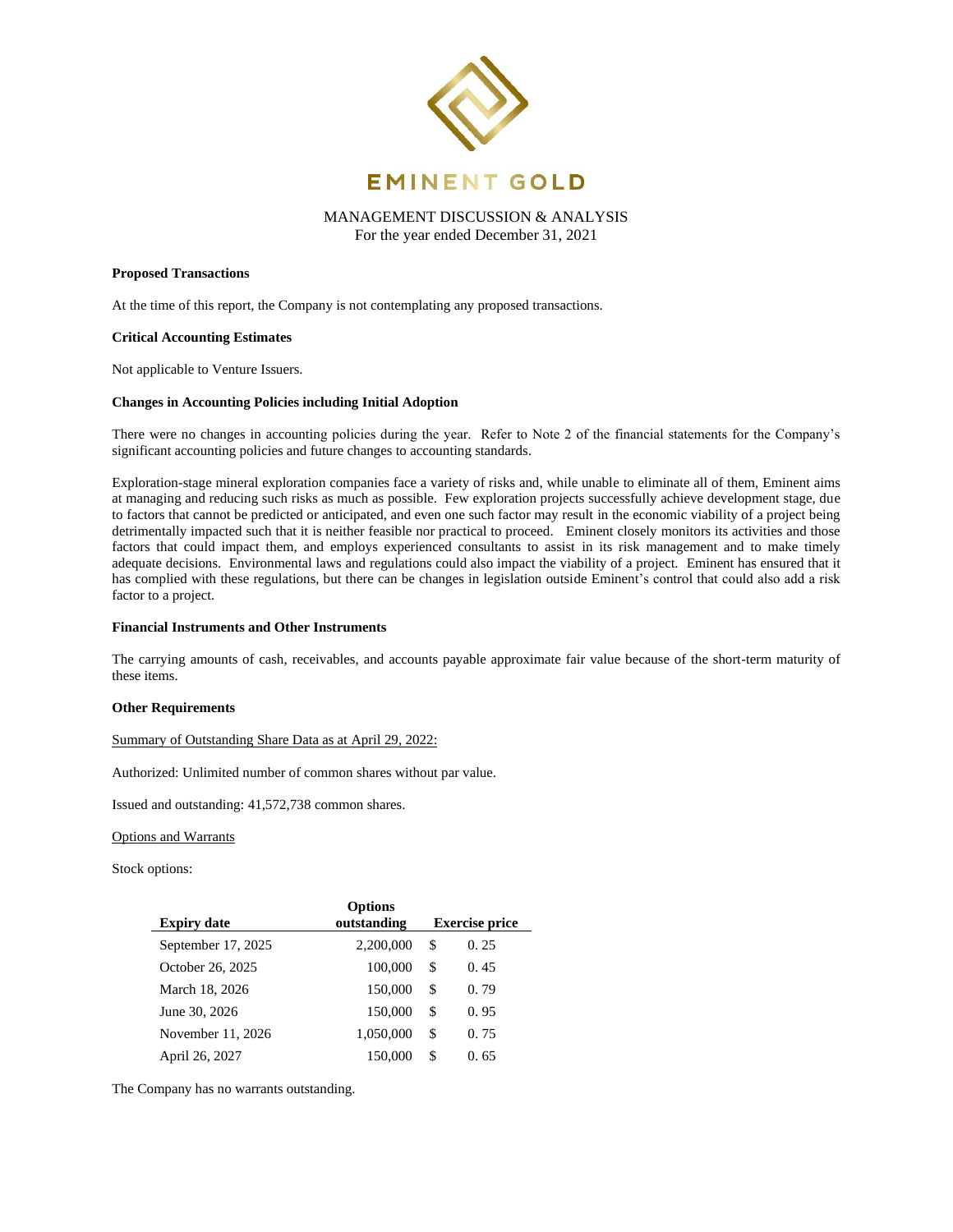### Proposed Transactions

At the time of this report, the Company is not contemplating any proposed transactions.

### Critical Accounting Estimates

Not applicable to Venture Issuers.

### Changes in Accounting Policies including Initial Adoption

There were no changes in accounting policies during the year. Refer to Note 2 of the financial statements for the Company's significant accounting policies and future changes to accounting standards.

Exploration-stage mineral exploration companies face a variety of risks and, while unable to eliminate all of them, Eminent aims at managing and reducing such risks as much as possible. Few exploration projects successfully achieve development stage, due to factors that cannot be predicted or anticipated, and even one such factor may result in the economic viability of a project being detrimentally impacted such that it is neither feasible nor practical to proceed. Eminent closely monitors its activities and those factors that could impact them, and employs experienced consultants to assist in its risk management and to make timely adequate decisions. Environmental laws and regulations could also impact the viability of a project. Eminent has ensured that it has complied with these regulations, but there can be changes in legislation outside Eminent's control that could also add a risk factor to a project.

### Financial Instruments and Other Instruments

The carrying amounts of cash, receivables, and accounts payable approximate fair value because of the short-term maturity of these items.

### Other Requirements

Summary of Outstanding Share Data as at April 29, 2022:

Authorized: Unlimited number of common shares without par value.

Issued and outstanding: 41,572,738 common shares.

Options and Warrants

Stock options:

| Expiry date | Options outstanding | Exercise price |
|---|---|---|
| September 17, 2025 | 2,200,000 | $ 0.25 |
| October 26, 2025 | 100,000 | $ 0.45 |
| March 18, 2026 | 150,000 | $ 0.79 |
| June 30, 2026 | 150,000 | $ 0.95 |
| November 11, 2026 | 1,050,000 | $ 0.75 |
| April 26, 2027 | 150,000 | $ 0.65 |

The Company has no warrants outstanding.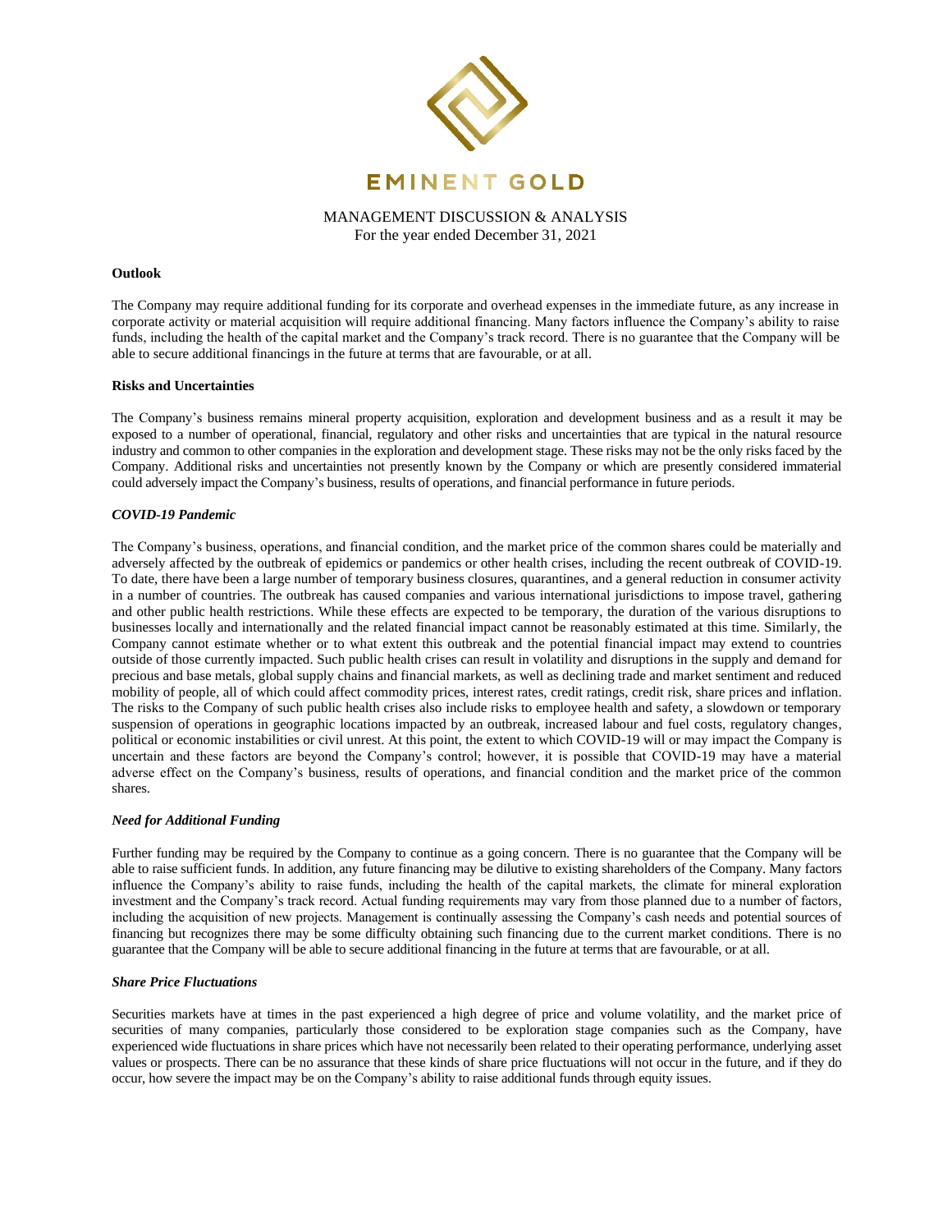**Outlook**

The Company may require additional funding for its corporate and overhead expenses in the immediate future, as any increase in corporate activity or material acquisition will require additional financing. Many factors influence the Company's ability to raise funds, including the health of the capital market and the Company's track record. There is no guarantee that the Company will be able to secure additional financings in the future at terms that are favourable, or at all.

**Risks and Uncertainties**

The Company's business remains mineral property acquisition, exploration and development business and as a result it may be exposed to a number of operational, financial, regulatory and other risks and uncertainties that are typical in the natural resource industry and common to other companies in the exploration and development stage. These risks may not be the only risks faced by the Company. Additional risks and uncertainties not presently known by the Company or which are presently considered immaterial could adversely impact the Company's business, results of operations, and financial performance in future periods.

***COVID-19 Pandemic***

The Company's business, operations, and financial condition, and the market price of the common shares could be materially and adversely affected by the outbreak of epidemics or pandemics or other health crises, including the recent outbreak of COVID-19. To date, there have been a large number of temporary business closures, quarantines, and a general reduction in consumer activity in a number of countries. The outbreak has caused companies and various international jurisdictions to impose travel, gathering and other public health restrictions. While these effects are expected to be temporary, the duration of the various disruptions to businesses locally and internationally and the related financial impact cannot be reasonably estimated at this time. Similarly, the Company cannot estimate whether or to what extent this outbreak and the potential financial impact may extend to countries outside of those currently impacted. Such public health crises can result in volatility and disruptions in the supply and demand for precious and base metals, global supply chains and financial markets, as well as declining trade and market sentiment and reduced mobility of people, all of which could affect commodity prices, interest rates, credit ratings, credit risk, share prices and inflation. The risks to the Company of such public health crises also include risks to employee health and safety, a slowdown or temporary suspension of operations in geographic locations impacted by an outbreak, increased labour and fuel costs, regulatory changes, political or economic instabilities or civil unrest. At this point, the extent to which COVID-19 will or may impact the Company is uncertain and these factors are beyond the Company's control; however, it is possible that COVID-19 may have a material adverse effect on the Company's business, results of operations, and financial condition and the market price of the common shares.

***Need for Additional Funding***

Further funding may be required by the Company to continue as a going concern. There is no guarantee that the Company will be able to raise sufficient funds. In addition, any future financing may be dilutive to existing shareholders of the Company. Many factors influence the Company's ability to raise funds, including the health of the capital markets, the climate for mineral exploration investment and the Company's track record. Actual funding requirements may vary from those planned due to a number of factors, including the acquisition of new projects. Management is continually assessing the Company's cash needs and potential sources of financing but recognizes there may be some difficulty obtaining such financing due to the current market conditions. There is no guarantee that the Company will be able to secure additional financing in the future at terms that are favourable, or at all.

***Share Price Fluctuations***

Securities markets have at times in the past experienced a high degree of price and volume volatility, and the market price of securities of many companies, particularly those considered to be exploration stage companies such as the Company, have experienced wide fluctuations in share prices which have not necessarily been related to their operating performance, underlying asset values or prospects. There can be no assurance that these kinds of share price fluctuations will not occur in the future, and if they do occur, how severe the impact may be on the Company's ability to raise additional funds through equity issues.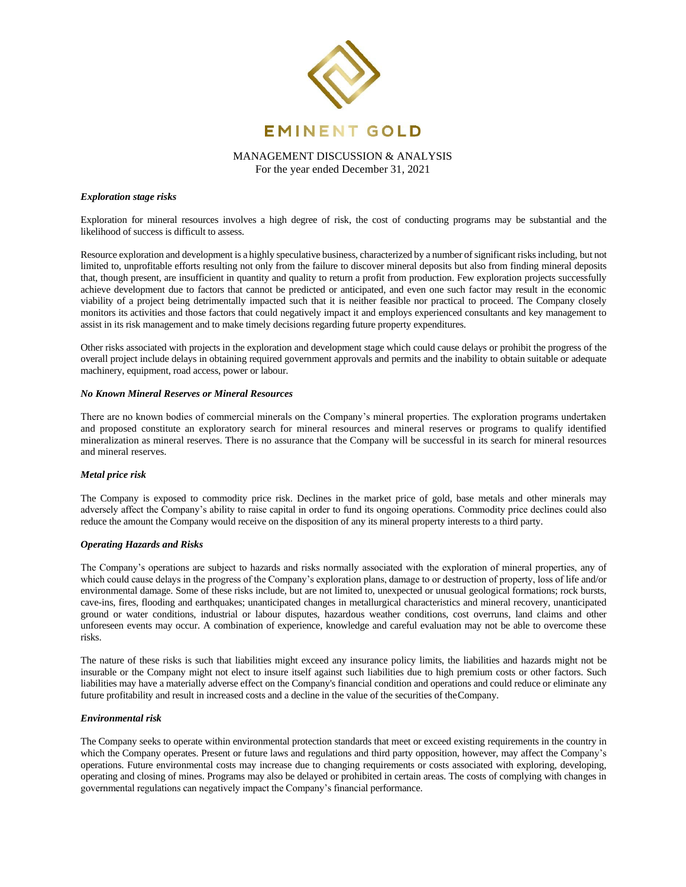### *Exploration stage risks*

Exploration for mineral resources involves a high degree of risk, the cost of conducting programs may be substantial and the likelihood of success is difficult to assess.

Resource exploration and development is a highly speculative business, characterized by a number of significant risks including, but not limited to, unprofitable efforts resulting not only from the failure to discover mineral deposits but also from finding mineral deposits that, though present, are insufficient in quantity and quality to return a profit from production. Few exploration projects successfully achieve development due to factors that cannot be predicted or anticipated, and even one such factor may result in the economic viability of a project being detrimentally impacted such that it is neither feasible nor practical to proceed. The Company closely monitors its activities and those factors that could negatively impact it and employs experienced consultants and key management to assist in its risk management and to make timely decisions regarding future property expenditures.

Other risks associated with projects in the exploration and development stage which could cause delays or prohibit the progress of the overall project include delays in obtaining required government approvals and permits and the inability to obtain suitable or adequate machinery, equipment, road access, power or labour.

### *No Known Mineral Reserves or Mineral Resources*

There are no known bodies of commercial minerals on the Company's mineral properties. The exploration programs undertaken and proposed constitute an exploratory search for mineral resources and mineral reserves or programs to qualify identified mineralization as mineral reserves. There is no assurance that the Company will be successful in its search for mineral resources and mineral reserves.

### *Metal price risk*

The Company is exposed to commodity price risk. Declines in the market price of gold, base metals and other minerals may adversely affect the Company's ability to raise capital in order to fund its ongoing operations. Commodity price declines could also reduce the amount the Company would receive on the disposition of any its mineral property interests to a third party.

### *Operating Hazards and Risks*

The Company's operations are subject to hazards and risks normally associated with the exploration of mineral properties, any of which could cause delays in the progress of the Company's exploration plans, damage to or destruction of property, loss of life and/or environmental damage. Some of these risks include, but are not limited to, unexpected or unusual geological formations; rock bursts, cave-ins, fires, flooding and earthquakes; unanticipated changes in metallurgical characteristics and mineral recovery, unanticipated ground or water conditions, industrial or labour disputes, hazardous weather conditions, cost overruns, land claims and other unforeseen events may occur. A combination of experience, knowledge and careful evaluation may not be able to overcome these risks.

The nature of these risks is such that liabilities might exceed any insurance policy limits, the liabilities and hazards might not be insurable or the Company might not elect to insure itself against such liabilities due to high premium costs or other factors. Such liabilities may have a materially adverse effect on the Company's financial condition and operations and could reduce or eliminate any future profitability and result in increased costs and a decline in the value of the securities of the Company.

### *Environmental risk*

The Company seeks to operate within environmental protection standards that meet or exceed existing requirements in the country in which the Company operates. Present or future laws and regulations and third party opposition, however, may affect the Company's operations. Future environmental costs may increase due to changing requirements or costs associated with exploring, developing, operating and closing of mines. Programs may also be delayed or prohibited in certain areas. The costs of complying with changes in governmental regulations can negatively impact the Company's financial performance.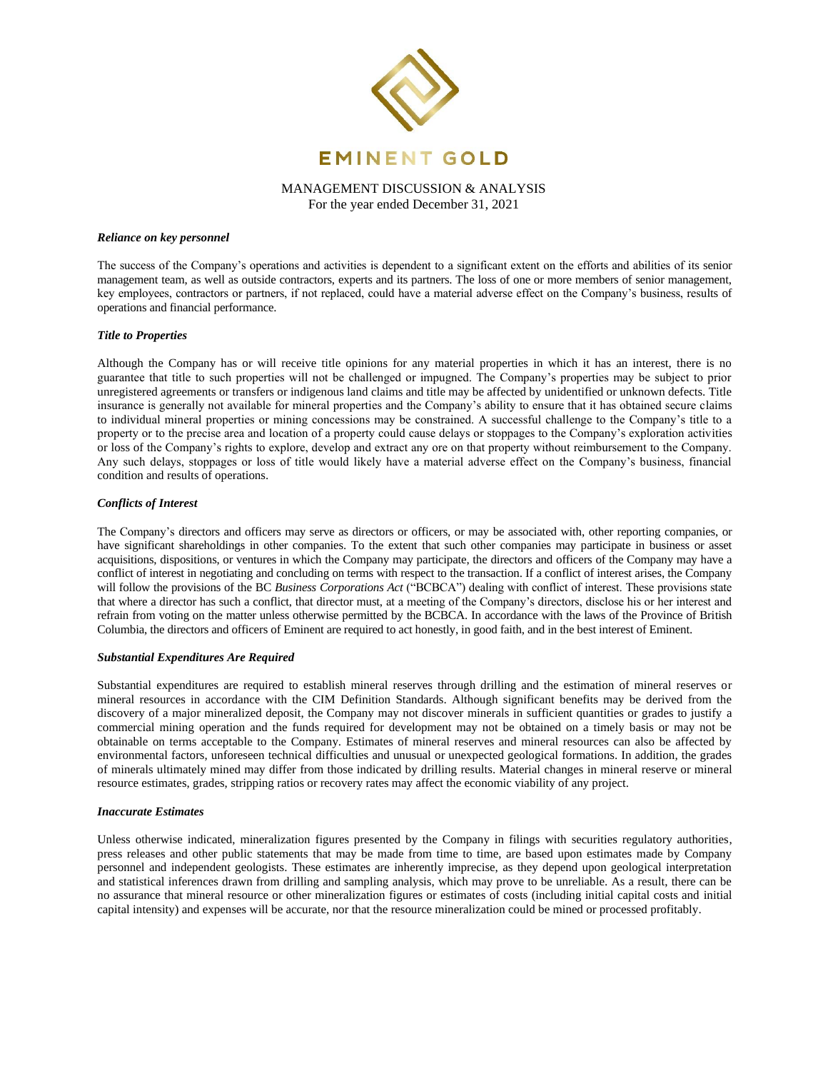### *Reliance on key personnel*

The success of the Company's operations and activities is dependent to a significant extent on the efforts and abilities of its senior management team, as well as outside contractors, experts and its partners. The loss of one or more members of senior management, key employees, contractors or partners, if not replaced, could have a material adverse effect on the Company's business, results of operations and financial performance.

### *Title to Properties*

Although the Company has or will receive title opinions for any material properties in which it has an interest, there is no guarantee that title to such properties will not be challenged or impugned. The Company's properties may be subject to prior unregistered agreements or transfers or indigenous land claims and title may be affected by unidentified or unknown defects. Title insurance is generally not available for mineral properties and the Company's ability to ensure that it has obtained secure claims to individual mineral properties or mining concessions may be constrained. A successful challenge to the Company's title to a property or to the precise area and location of a property could cause delays or stoppages to the Company's exploration activities or loss of the Company's rights to explore, develop and extract any ore on that property without reimbursement to the Company. Any such delays, stoppages or loss of title would likely have a material adverse effect on the Company's business, financial condition and results of operations.

### *Conflicts of Interest*

The Company's directors and officers may serve as directors or officers, or may be associated with, other reporting companies, or have significant shareholdings in other companies. To the extent that such other companies may participate in business or asset acquisitions, dispositions, or ventures in which the Company may participate, the directors and officers of the Company may have a conflict of interest in negotiating and concluding on terms with respect to the transaction. If a conflict of interest arises, the Company will follow the provisions of the BC *Business Corporations Act* ("BCBCA") dealing with conflict of interest. These provisions state that where a director has such a conflict, that director must, at a meeting of the Company's directors, disclose his or her interest and refrain from voting on the matter unless otherwise permitted by the BCBCA. In accordance with the laws of the Province of British Columbia, the directors and officers of Eminent are required to act honestly, in good faith, and in the best interest of Eminent.

### *Substantial Expenditures Are Required*

Substantial expenditures are required to establish mineral reserves through drilling and the estimation of mineral reserves or mineral resources in accordance with the CIM Definition Standards. Although significant benefits may be derived from the discovery of a major mineralized deposit, the Company may not discover minerals in sufficient quantities or grades to justify a commercial mining operation and the funds required for development may not be obtained on a timely basis or may not be obtainable on terms acceptable to the Company. Estimates of mineral reserves and mineral resources can also be affected by environmental factors, unforeseen technical difficulties and unusual or unexpected geological formations. In addition, the grades of minerals ultimately mined may differ from those indicated by drilling results. Material changes in mineral reserve or mineral resource estimates, grades, stripping ratios or recovery rates may affect the economic viability of any project.

### *Inaccurate Estimates*

Unless otherwise indicated, mineralization figures presented by the Company in filings with securities regulatory authorities, press releases and other public statements that may be made from time to time, are based upon estimates made by Company personnel and independent geologists. These estimates are inherently imprecise, as they depend upon geological interpretation and statistical inferences drawn from drilling and sampling analysis, which may prove to be unreliable. As a result, there can be no assurance that mineral resource or other mineralization figures or estimates of costs (including initial capital costs and initial capital intensity) and expenses will be accurate, nor that the resource mineralization could be mined or processed profitably.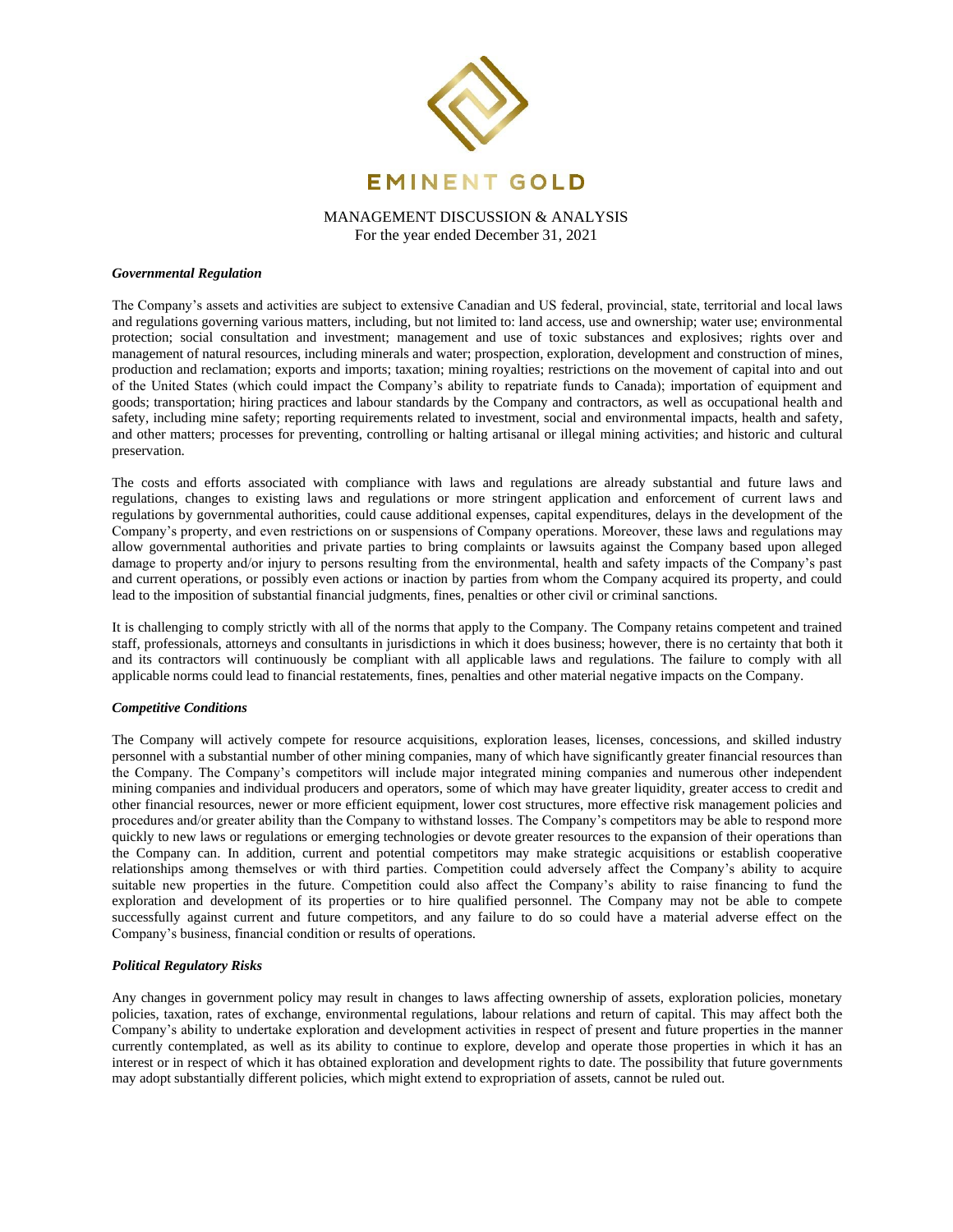### *Governmental Regulation*

The Company's assets and activities are subject to extensive Canadian and US federal, provincial, state, territorial and local laws and regulations governing various matters, including, but not limited to: land access, use and ownership; water use; environmental protection; social consultation and investment; management and use of toxic substances and explosives; rights over and management of natural resources, including minerals and water; prospection, exploration, development and construction of mines, production and reclamation; exports and imports; taxation; mining royalties; restrictions on the movement of capital into and out of the United States (which could impact the Company's ability to repatriate funds to Canada); importation of equipment and goods; transportation; hiring practices and labour standards by the Company and contractors, as well as occupational health and safety, including mine safety; reporting requirements related to investment, social and environmental impacts, health and safety, and other matters; processes for preventing, controlling or halting artisanal or illegal mining activities; and historic and cultural preservation.

The costs and efforts associated with compliance with laws and regulations are already substantial and future laws and regulations, changes to existing laws and regulations or more stringent application and enforcement of current laws and regulations by governmental authorities, could cause additional expenses, capital expenditures, delays in the development of the Company's property, and even restrictions on or suspensions of Company operations. Moreover, these laws and regulations may allow governmental authorities and private parties to bring complaints or lawsuits against the Company based upon alleged damage to property and/or injury to persons resulting from the environmental, health and safety impacts of the Company's past and current operations, or possibly even actions or inaction by parties from whom the Company acquired its property, and could lead to the imposition of substantial financial judgments, fines, penalties or other civil or criminal sanctions.

It is challenging to comply strictly with all of the norms that apply to the Company. The Company retains competent and trained staff, professionals, attorneys and consultants in jurisdictions in which it does business; however, there is no certainty that both it and its contractors will continuously be compliant with all applicable laws and regulations. The failure to comply with all applicable norms could lead to financial restatements, fines, penalties and other material negative impacts on the Company.

### *Competitive Conditions*

The Company will actively compete for resource acquisitions, exploration leases, licenses, concessions, and skilled industry personnel with a substantial number of other mining companies, many of which have significantly greater financial resources than the Company. The Company's competitors will include major integrated mining companies and numerous other independent mining companies and individual producers and operators, some of which may have greater liquidity, greater access to credit and other financial resources, newer or more efficient equipment, lower cost structures, more effective risk management policies and procedures and/or greater ability than the Company to withstand losses. The Company's competitors may be able to respond more quickly to new laws or regulations or emerging technologies or devote greater resources to the expansion of their operations than the Company can. In addition, current and potential competitors may make strategic acquisitions or establish cooperative relationships among themselves or with third parties. Competition could adversely affect the Company's ability to acquire suitable new properties in the future. Competition could also affect the Company's ability to raise financing to fund the exploration and development of its properties or to hire qualified personnel. The Company may not be able to compete successfully against current and future competitors, and any failure to do so could have a material adverse effect on the Company's business, financial condition or results of operations.

### *Political Regulatory Risks*

Any changes in government policy may result in changes to laws affecting ownership of assets, exploration policies, monetary policies, taxation, rates of exchange, environmental regulations, labour relations and return of capital. This may affect both the Company's ability to undertake exploration and development activities in respect of present and future properties in the manner currently contemplated, as well as its ability to continue to explore, develop and operate those properties in which it has an interest or in respect of which it has obtained exploration and development rights to date. The possibility that future governments may adopt substantially different policies, which might extend to expropriation of assets, cannot be ruled out.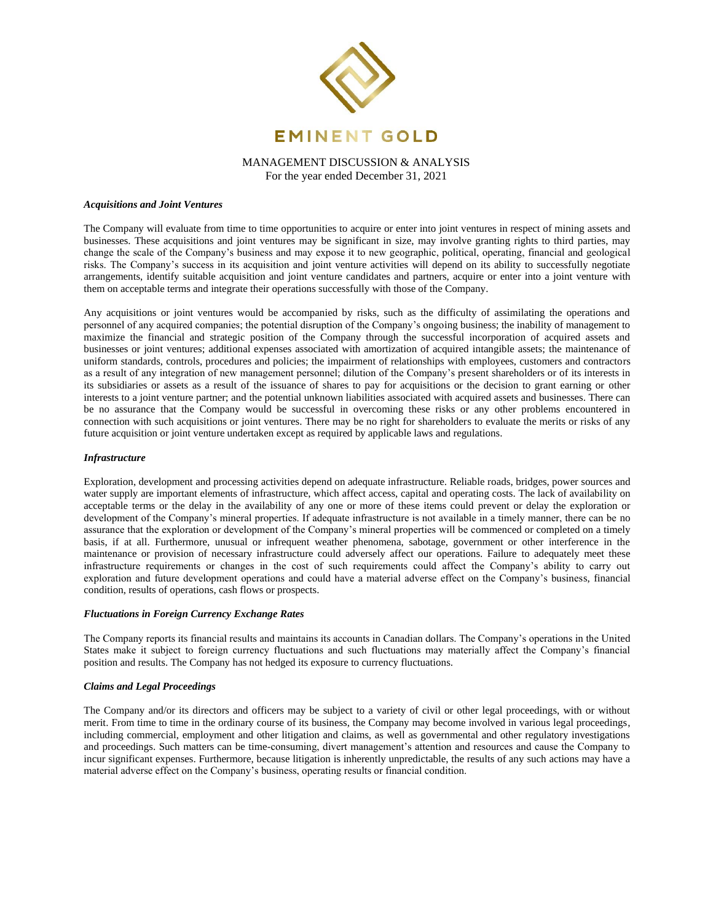### *Acquisitions and Joint Ventures*

The Company will evaluate from time to time opportunities to acquire or enter into joint ventures in respect of mining assets and businesses. These acquisitions and joint ventures may be significant in size, may involve granting rights to third parties, may change the scale of the Company's business and may expose it to new geographic, political, operating, financial and geological risks. The Company's success in its acquisition and joint venture activities will depend on its ability to successfully negotiate arrangements, identify suitable acquisition and joint venture candidates and partners, acquire or enter into a joint venture with them on acceptable terms and integrate their operations successfully with those of the Company.

Any acquisitions or joint ventures would be accompanied by risks, such as the difficulty of assimilating the operations and personnel of any acquired companies; the potential disruption of the Company's ongoing business; the inability of management to maximize the financial and strategic position of the Company through the successful incorporation of acquired assets and businesses or joint ventures; additional expenses associated with amortization of acquired intangible assets; the maintenance of uniform standards, controls, procedures and policies; the impairment of relationships with employees, customers and contractors as a result of any integration of new management personnel; dilution of the Company's present shareholders or of its interests in its subsidiaries or assets as a result of the issuance of shares to pay for acquisitions or the decision to grant earning or other interests to a joint venture partner; and the potential unknown liabilities associated with acquired assets and businesses. There can be no assurance that the Company would be successful in overcoming these risks or any other problems encountered in connection with such acquisitions or joint ventures. There may be no right for shareholders to evaluate the merits or risks of any future acquisition or joint venture undertaken except as required by applicable laws and regulations.

### *Infrastructure*

Exploration, development and processing activities depend on adequate infrastructure. Reliable roads, bridges, power sources and water supply are important elements of infrastructure, which affect access, capital and operating costs. The lack of availability on acceptable terms or the delay in the availability of any one or more of these items could prevent or delay the exploration or development of the Company's mineral properties. If adequate infrastructure is not available in a timely manner, there can be no assurance that the exploration or development of the Company's mineral properties will be commenced or completed on a timely basis, if at all. Furthermore, unusual or infrequent weather phenomena, sabotage, government or other interference in the maintenance or provision of necessary infrastructure could adversely affect our operations. Failure to adequately meet these infrastructure requirements or changes in the cost of such requirements could affect the Company's ability to carry out exploration and future development operations and could have a material adverse effect on the Company's business, financial condition, results of operations, cash flows or prospects.

### *Fluctuations in Foreign Currency Exchange Rates*

The Company reports its financial results and maintains its accounts in Canadian dollars. The Company's operations in the United States make it subject to foreign currency fluctuations and such fluctuations may materially affect the Company's financial position and results. The Company has not hedged its exposure to currency fluctuations.

### *Claims and Legal Proceedings*

The Company and/or its directors and officers may be subject to a variety of civil or other legal proceedings, with or without merit. From time to time in the ordinary course of its business, the Company may become involved in various legal proceedings, including commercial, employment and other litigation and claims, as well as governmental and other regulatory investigations and proceedings. Such matters can be time-consuming, divert management's attention and resources and cause the Company to incur significant expenses. Furthermore, because litigation is inherently unpredictable, the results of any such actions may have a material adverse effect on the Company's business, operating results or financial condition.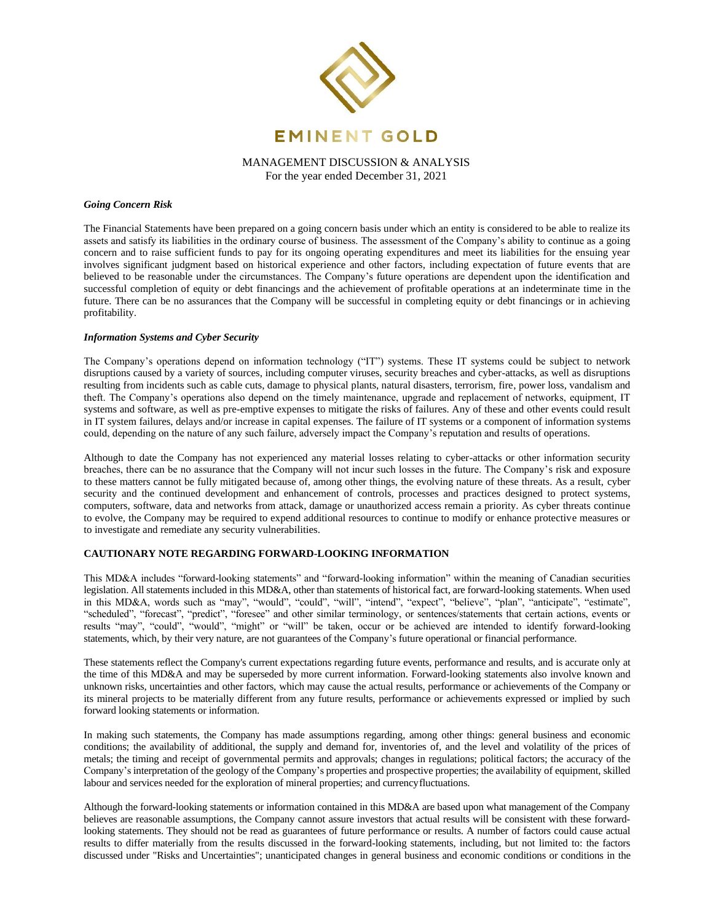### *Going Concern Risk*

The Financial Statements have been prepared on a going concern basis under which an entity is considered to be able to realize its assets and satisfy its liabilities in the ordinary course of business. The assessment of the Company's ability to continue as a going concern and to raise sufficient funds to pay for its ongoing operating expenditures and meet its liabilities for the ensuing year involves significant judgment based on historical experience and other factors, including expectation of future events that are believed to be reasonable under the circumstances. The Company's future operations are dependent upon the identification and successful completion of equity or debt financings and the achievement of profitable operations at an indeterminate time in the future. There can be no assurances that the Company will be successful in completing equity or debt financings or in achieving profitability.

### *Information Systems and Cyber Security*

The Company's operations depend on information technology ("IT") systems. These IT systems could be subject to network disruptions caused by a variety of sources, including computer viruses, security breaches and cyber-attacks, as well as disruptions resulting from incidents such as cable cuts, damage to physical plants, natural disasters, terrorism, fire, power loss, vandalism and theft. The Company's operations also depend on the timely maintenance, upgrade and replacement of networks, equipment, IT systems and software, as well as pre-emptive expenses to mitigate the risks of failures. Any of these and other events could result in IT system failures, delays and/or increase in capital expenses. The failure of IT systems or a component of information systems could, depending on the nature of any such failure, adversely impact the Company's reputation and results of operations.

Although to date the Company has not experienced any material losses relating to cyber-attacks or other information security breaches, there can be no assurance that the Company will not incur such losses in the future. The Company's risk and exposure to these matters cannot be fully mitigated because of, among other things, the evolving nature of these threats. As a result, cyber security and the continued development and enhancement of controls, processes and practices designed to protect systems, computers, software, data and networks from attack, damage or unauthorized access remain a priority. As cyber threats continue to evolve, the Company may be required to expend additional resources to continue to modify or enhance protective measures or to investigate and remediate any security vulnerabilities.

## CAUTIONARY NOTE REGARDING FORWARD-LOOKING INFORMATION

This MD&A includes "forward-looking statements" and "forward-looking information" within the meaning of Canadian securities legislation. All statements included in this MD&A, other than statements of historical fact, are forward-looking statements. When used in this MD&A, words such as "may", "would", "could", "will", "intend", "expect", "believe", "plan", "anticipate", "estimate", "scheduled", "forecast", "predict", "foresee" and other similar terminology, or sentences/statements that certain actions, events or results "may", "could", "would", "might" or "will" be taken, occur or be achieved are intended to identify forward-looking statements, which, by their very nature, are not guarantees of the Company's future operational or financial performance.

These statements reflect the Company's current expectations regarding future events, performance and results, and is accurate only at the time of this MD&A and may be superseded by more current information. Forward-looking statements also involve known and unknown risks, uncertainties and other factors, which may cause the actual results, performance or achievements of the Company or its mineral projects to be materially different from any future results, performance or achievements expressed or implied by such forward looking statements or information.

In making such statements, the Company has made assumptions regarding, among other things: general business and economic conditions; the availability of additional, the supply and demand for, inventories of, and the level and volatility of the prices of metals; the timing and receipt of governmental permits and approvals; changes in regulations; political factors; the accuracy of the Company's interpretation of the geology of the Company's properties and prospective properties; the availability of equipment, skilled labour and services needed for the exploration of mineral properties; and currency fluctuations.

Although the forward-looking statements or information contained in this MD&A are based upon what management of the Company believes are reasonable assumptions, the Company cannot assure investors that actual results will be consistent with these forward-looking statements. They should not be read as guarantees of future performance or results. A number of factors could cause actual results to differ materially from the results discussed in the forward-looking statements, including, but not limited to: the factors discussed under "Risks and Uncertainties"; unanticipated changes in general business and economic conditions or conditions in the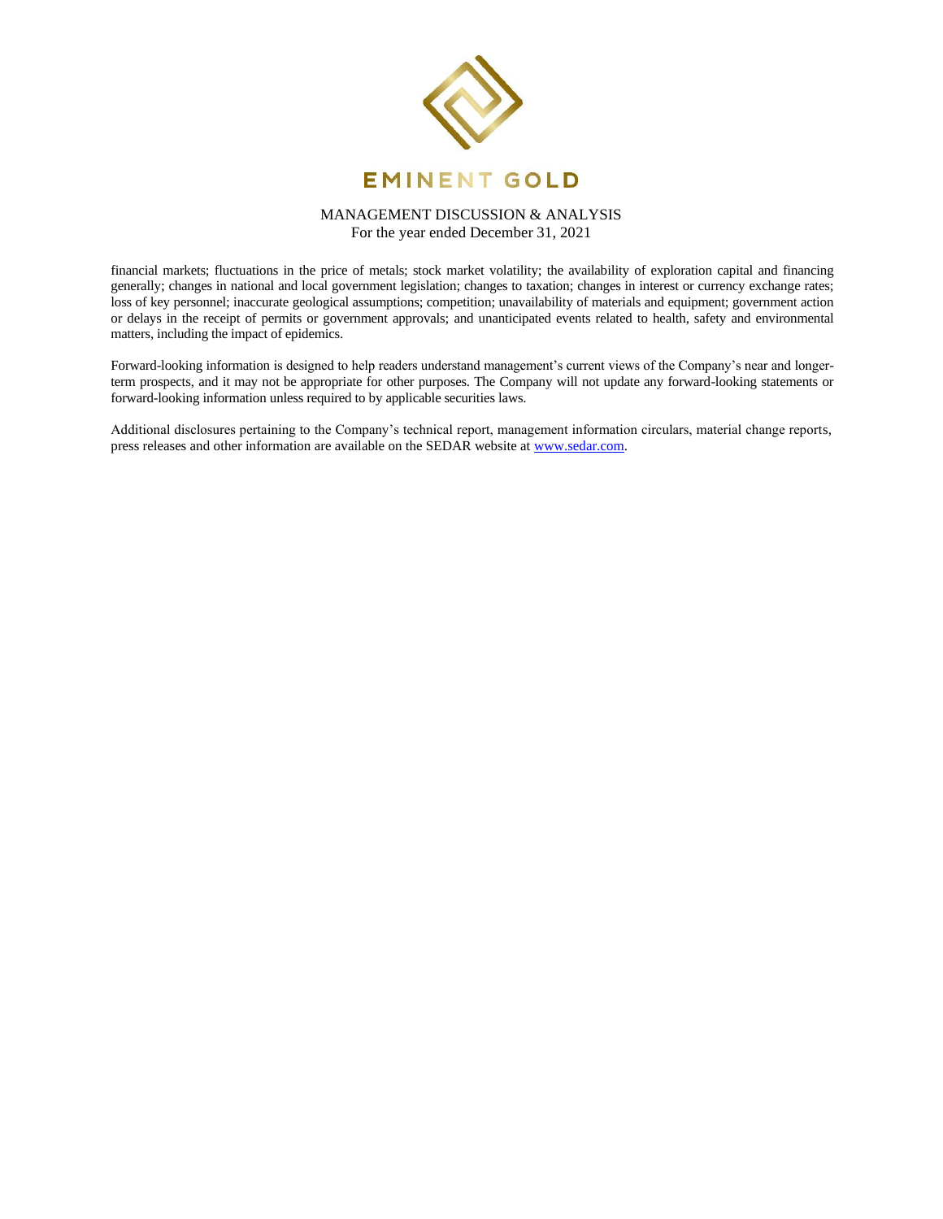financial markets; fluctuations in the price of metals; stock market volatility; the availability of exploration capital and financing generally; changes in national and local government legislation; changes to taxation; changes in interest or currency exchange rates; loss of key personnel; inaccurate geological assumptions; competition; unavailability of materials and equipment; government action or delays in the receipt of permits or government approvals; and unanticipated events related to health, safety and environmental matters, including the impact of epidemics.

Forward-looking information is designed to help readers understand management's current views of the Company's near and longer-term prospects, and it may not be appropriate for other purposes. The Company will not update any forward-looking statements or forward-looking information unless required to by applicable securities laws.

Additional disclosures pertaining to the Company's technical report, management information circulars, material change reports, press releases and other information are available on the SEDAR website at [www.sedar.com](http://www.sedar.com).